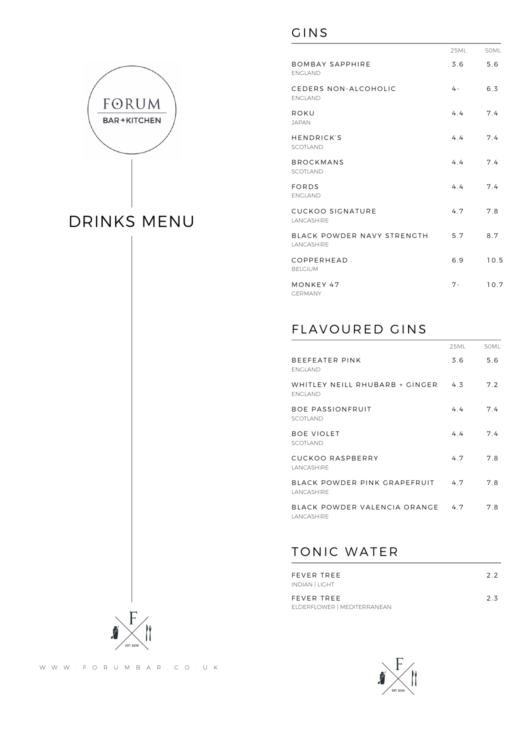FORUM

BAR + KITCHEN

# DRINKS MENU

EST. 2005

WWW.FORUMBAR.CO.UK

## GINS

| | 25ML | 50ML |
|---|---|---|
| BOMBAY SAPPHIRE<br>ENGLAND | 3.6 | 5.6 |
| CEDERS NON-ALCOHOLIC<br>ENGLAND | 4- | 6.3 |
| ROKU<br>JAPAN | 4.4 | 7.4 |
| HENDRICK'S<br>SCOTLAND | 4.4 | 7.4 |
| BROCKMANS<br>SCOTLAND | 4.4 | 7.4 |
| FORDS<br>ENGLAND | 4.4 | 7.4 |
| CUCKOO SIGNATURE<br>LANCASHIRE | 4.7 | 7.8 |
| BLACK POWDER NAVY STRENGTH<br>LANCASHIRE | 5.7 | 8.7 |
| COPPERHEAD<br>BELGIUM | 6.9 | 10.5 |
| MONKEY 47<br>GERMANY | 7- | 10.7 |

## FLAVOURED GINS

| | 25ML | 50ML |
|---|---|---|
| BEEFEATER PINK<br>ENGLAND | 3.6 | 5.6 |
| WHITLEY NEILL RHUBARB + GINGER<br>ENGLAND | 4.3 | 7.2 |
| BOE PASSIONFRUIT<br>SCOTLAND | 4.4 | 7.4 |
| BOE VIOLET<br>SCOTLAND | 4.4 | 7.4 |
| CUCKOO RASPBERRY<br>LANCASHIRE | 4.7 | 7.8 |
| BLACK POWDER PINK GRAPEFRUIT<br>LANCASHIRE | 4.7 | 7.8 |
| BLACK POWDER VALENCIA ORANGE<br>LANCASHIRE | 4.7 | 7.8 |

## TONIC WATER

| | |
|---|---|
| FEVER TREE<br>INDIAN \| LIGHT | 2.2 |
| FEVER TREE<br>ELDERFLOWER \| MEDITERRANEAN | 2.3 |

EST. 2005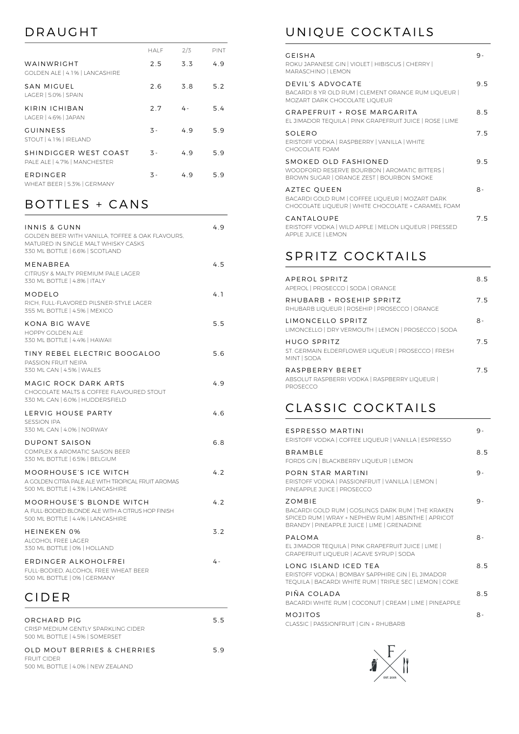## DRAUGHT

| | HALF | 2/3 | PINT |
|---|---|---|---|
| WAINWRIGHT<br>GOLDEN ALE \| 4.1% \| LANCASHIRE | 2.5 | 3.3 | 4.9 |
| SAN MIGUEL<br>LAGER \| 5.0% \| SPAIN | 2.6 | 3.8 | 5.2 |
| KIRIN ICHIBAN<br>LAGER \| 4.6% \| JAPAN | 2.7 | 4- | 5.4 |
| GUINNESS<br>STOUT \| 4.1% \| IRELAND | 3- | 4.9 | 5.9 |
| SHINDIGGER WEST COAST<br>PALE ALE \| 4.7% \| MANCHESTER | 3- | 4.9 | 5.9 |
| ERDINGER<br>WHEAT BEER \| 5.3% \| GERMANY | 3- | 4.9 | 5.9 |

## BOTTLES + CANS

**INNIS & GUNN** — 4.9
GOLDEN BEER WITH VANILLA, TOFFEE & OAK FLAVOURS, MATURED IN SINGLE MALT WHISKY CASKS
330 ML BOTTLE | 6.6% | SCOTLAND

**MENABREA** — 4.5
CITRUSY & MALTY PREMIUM PALE LAGER
330 ML BOTTLE | 4.8% | ITALY

**MODELO** — 4.1
RICH, FULL-FLAVORED PILSNER-STYLE LAGER
355 ML BOTTLE | 4.5% | MEXICO

**KONA BIG WAVE** — 5.5
HOPPY GOLDEN ALE
330 ML BOTTLE | 4.4% | HAWAII

**TINY REBEL ELECTRIC BOOGALOO** — 5.6
PASSION FRUIT NEIPA
330 ML CAN | 4.5% | WALES

**MAGIC ROCK DARK ARTS** — 4.9
CHOCOLATE MALTS & COFFEE FLAVOURED STOUT
330 ML CAN | 6.0% | HUDDERSFIELD

**LERVIG HOUSE PARTY** — 4.6
SESSION IPA
330 ML CAN | 4.0% | NORWAY

**DUPONT SAISON** — 6.8
COMPLEX & AROMATIC SAISON BEER
330 ML BOTTLE | 6.5% | BELGIUM

**MOORHOUSE'S ICE WITCH** — 4.2
A GOLDEN CITRA PALE ALE WITH TROPICAL FRUIT AROMAS
500 ML BOTTLE | 4.3% | LANCASHIRE

**MOORHOUSE'S BLONDE WITCH** — 4.2
A FULL-BODIED BLONDE ALE WITH A CITRUS HOP FINISH
500 ML BOTTLE | 4.4% | LANCASHIRE

**HEINEKEN 0%** — 3.2
ALCOHOL FREE LAGER
330 ML BOTTLE | 0% | HOLLAND

**ERDINGER ALKOHOLFREI** — 4-
FULL-BODIED, ALCOHOL FREE WHEAT BEER
500 ML BOTTLE | 0% | GERMANY

## CIDER

**ORCHARD PIG** — 5.5
CRISP MEDIUM GENTLY SPARKLING CIDER
500 ML BOTTLE | 4.5% | SOMERSET

**OLD MOUT BERRIES & CHERRIES** — 5.9
FRUIT CIDER
500 ML BOTTLE | 4.0% | NEW ZEALAND

## UNIQUE COCKTAILS

**GEISHA** — 9-
ROKU JAPANESE GIN | VIOLET | HIBISCUS | CHERRY | MARASCHINO | LEMON

**DEVIL'S ADVOCATE** — 9.5
BACARDI 8 YR OLD RUM | CLEMENT ORANGE RUM LIQUEUR | MOZART DARK CHOCOLATE LIQUEUR

**GRAPEFRUIT + ROSE MARGARITA** — 8.5
EL JIMADOR TEQUILA | PINK GRAPEFRUIT JUICE | ROSE | LIME

**SOLERO** — 7.5
ERISTOFF VODKA | RASPBERRY | VANILLA | WHITE CHOCOLATE FOAM

**SMOKED OLD FASHIONED** — 9.5
WOODFORD RESERVE BOURBON | AROMATIC BITTERS | BROWN SUGAR | ORANGE ZEST | BOURBON SMOKE

**AZTEC QUEEN** — 8-
BACARDI GOLD RUM | COFFEE LIQUEUR | MOZART DARK CHOCOLATE LIQUEUR | WHITE CHOCOLATE + CARAMEL FOAM

**CANTALOUPE** — 7.5
ERISTOFF VODKA | WILD APPLE | MELON LIQUEUR | PRESSED APPLE JUICE | LEMON

## SPRITZ COCKTAILS

**APEROL SPRITZ** — 8.5
APEROL | PROSECCO | SODA | ORANGE

**RHUBARB + ROSEHIP SPRITZ** — 7.5
RHUBARB LIQUEUR | ROSEHIP | PROSECCO | ORANGE

**LIMONCELLO SPRITZ** — 8-
LIMONCELLO | DRY VERMOUTH | LEMON | PROSECCO | SODA

**HUGO SPRITZ** — 7.5
ST. GERMAIN ELDERFLOWER LIQUEUR | PROSECCO | FRESH MINT | SODA

**RASPBERRY BERET** — 7.5
ABSOLUT RASPBERRI VODKA | RASPBERRY LIQUEUR | PROSECCO

## CLASSIC COCKTAILS

**ESPRESSO MARTINI** — 9-
ERISTOFF VODKA | COFFEE LIQUEUR | VANILLA | ESPRESSO

**BRAMBLE** — 8.5
FORDS GIN | BLACKBERRY LIQUEUR | LEMON

**PORN STAR MARTINI** — 9-
ERISTOFF VODKA | PASSIONFRUIT | VANILLA | LEMON | PINEAPPLE JUICE | PROSECCO

**ZOMBIE** — 9-
BACARDI GOLD RUM | GOSLINGS DARK RUM | THE KRAKEN SPICED RUM | WRAY + NEPHEW RUM | ABSINTHE | APRICOT BRANDY | PINEAPPLE JUICE | LIME | GRENADINE

**PALOMA** — 8-
EL JIMADOR TEQUILA | PINK GRAPEFRUIT JUICE | LIME | GRAPEFRUIT LIQUEUR | AGAVE SYRUP | SODA

**LONG ISLAND ICED TEA** — 8.5
ERISTOFF VODKA | BOMBAY SAPPHIRE GIN | EL JIMADOR TEQUILA | BACARDI WHITE RUM | TRIPLE SEC | LEMON | COKE

**PIÑA COLADA** — 8.5
BACARDI WHITE RUM | COCONUT | CREAM | LIME | PINEAPPLE

**MOJITOS** — 8-
CLASSIC | PASSIONFRUIT | GIN + RHUBARB

F
EST. 2005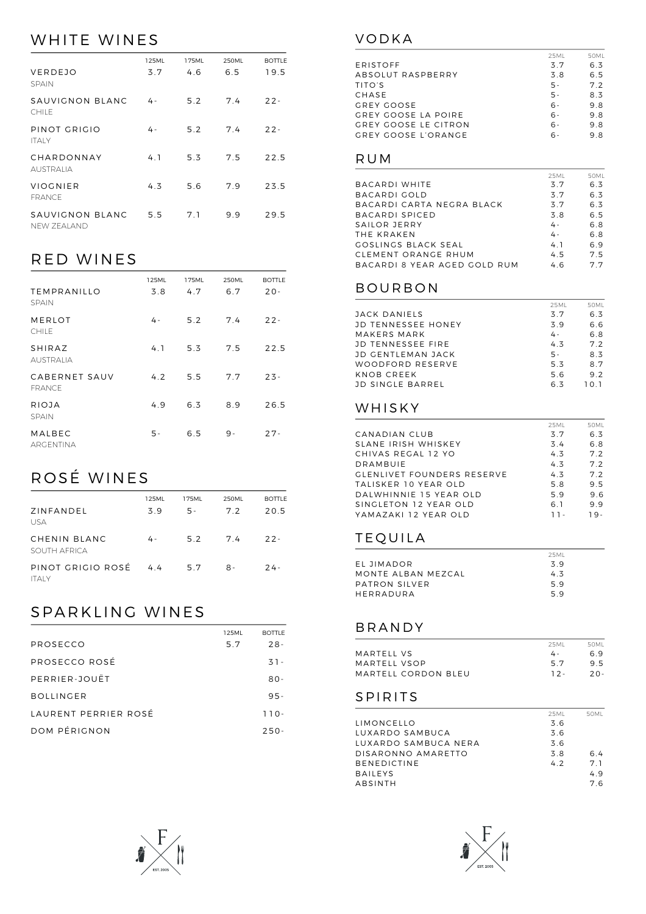## WHITE WINES

| | 125ML | 175ML | 250ML | BOTTLE |
|---|---|---|---|---|
| VERDEJO<br>SPAIN | 3.7 | 4.6 | 6.5 | 19.5 |
| SAUVIGNON BLANC<br>CHILE | 4- | 5.2 | 7.4 | 22- |
| PINOT GRIGIO<br>ITALY | 4- | 5.2 | 7.4 | 22- |
| CHARDONNAY<br>AUSTRALIA | 4.1 | 5.3 | 7.5 | 22.5 |
| VIOGNIER<br>FRANCE | 4.3 | 5.6 | 7.9 | 23.5 |
| SAUVIGNON BLANC<br>NEW ZEALAND | 5.5 | 7.1 | 9.9 | 29.5 |

## RED WINES

| | 125ML | 175ML | 250ML | BOTTLE |
|---|---|---|---|---|
| TEMPRANILLO<br>SPAIN | 3.8 | 4.7 | 6.7 | 20- |
| MERLOT<br>CHILE | 4- | 5.2 | 7.4 | 22- |
| SHIRAZ<br>AUSTRALIA | 4.1 | 5.3 | 7.5 | 22.5 |
| CABERNET SAUV<br>FRANCE | 4.2 | 5.5 | 7.7 | 23- |
| RIOJA<br>SPAIN | 4.9 | 6.3 | 8.9 | 26.5 |
| MALBEC<br>ARGENTINA | 5- | 6.5 | 9- | 27- |

## ROSÉ WINES

| | 125ML | 175ML | 250ML | BOTTLE |
|---|---|---|---|---|
| ZINFANDEL<br>USA | 3.9 | 5- | 7.2 | 20.5 |
| CHENIN BLANC<br>SOUTH AFRICA | 4- | 5.2 | 7.4 | 22- |
| PINOT GRIGIO ROSÉ<br>ITALY | 4.4 | 5.7 | 8- | 24- |

## SPARKLING WINES

| | 125ML | BOTTLE |
|---|---|---|
| PROSECCO | 5.7 | 28- |
| PROSECCO ROSÉ | | 31- |
| PERRIER-JOUËT | | 80- |
| BOLLINGER | | 95- |
| LAURENT PERRIER ROSÉ | | 110- |
| DOM PÉRIGNON | | 250- |

## VODKA

| | 25ML | 50ML |
|---|---|---|
| ERISTOFF | 3.7 | 6.3 |
| ABSOLUT RASPBERRY | 3.8 | 6.5 |
| TITO'S | 5- | 7.2 |
| CHASE | 5- | 8.3 |
| GREY GOOSE | 6- | 9.8 |
| GREY GOOSE LA POIRE | 6- | 9.8 |
| GREY GOOSE LE CITRON | 6- | 9.8 |
| GREY GOOSE L'ORANGE | 6- | 9.8 |

## RUM

| | 25ML | 50ML |
|---|---|---|
| BACARDI WHITE | 3.7 | 6.3 |
| BACARDI GOLD | 3.7 | 6.3 |
| BACARDI CARTA NEGRA BLACK | 3.7 | 6.3 |
| BACARDI SPICED | 3.8 | 6.5 |
| SAILOR JERRY | 4- | 6.8 |
| THE KRAKEN | 4- | 6.8 |
| GOSLINGS BLACK SEAL | 4.1 | 6.9 |
| CLEMENT ORANGE RHUM | 4.5 | 7.5 |
| BACARDI 8 YEAR AGED GOLD RUM | 4.6 | 7.7 |

## BOURBON

| | 25ML | 50ML |
|---|---|---|
| JACK DANIELS | 3.7 | 6.3 |
| JD TENNESSEE HONEY | 3.9 | 6.6 |
| MAKERS MARK | 4- | 6.8 |
| JD TENNESSEE FIRE | 4.3 | 7.2 |
| JD GENTLEMAN JACK | 5- | 8.3 |
| WOODFORD RESERVE | 5.3 | 8.7 |
| KNOB CREEK | 5.6 | 9.2 |
| JD SINGLE BARREL | 6.3 | 10.1 |

## WHISKY

| | 25ML | 50ML |
|---|---|---|
| CANADIAN CLUB | 3.7 | 6.3 |
| SLANE IRISH WHISKEY | 3.4 | 6.8 |
| CHIVAS REGAL 12 YO | 4.3 | 7.2 |
| DRAMBUIE | 4.3 | 7.2 |
| GLENLIVET FOUNDERS RESERVE | 4.3 | 7.2 |
| TALISKER 10 YEAR OLD | 5.8 | 9.5 |
| DALWHINNIE 15 YEAR OLD | 5.9 | 9.6 |
| SINGLETON 12 YEAR OLD | 6.1 | 9.9 |
| YAMAZAKI 12 YEAR OLD | 11- | 19- |

## TEQUILA

| | 25ML |
|---|---|
| EL JIMADOR | 3.9 |
| MONTE ALBAN MEZCAL | 4.3 |
| PATRON SILVER | 5.9 |
| HERRADURA | 5.9 |

## BRANDY

| | 25ML | 50ML |
|---|---|---|
| MARTELL VS | 4- | 6.9 |
| MARTELL VSOP | 5.7 | 9.5 |
| MARTELL CORDON BLEU | 12- | 20- |

## SPIRITS

| | 25ML | 50ML |
|---|---|---|
| LIMONCELLO | 3.6 | |
| LUXARDO SAMBUCA | 3.6 | |
| LUXARDO SAMBUCA NERA | 3.6 | |
| DISARONNO AMARETTO | 3.8 | 6.4 |
| BENEDICTINE | 4.2 | 7.1 |
| BAILEYS | | 4.9 |
| ABSINTH | | 7.6 |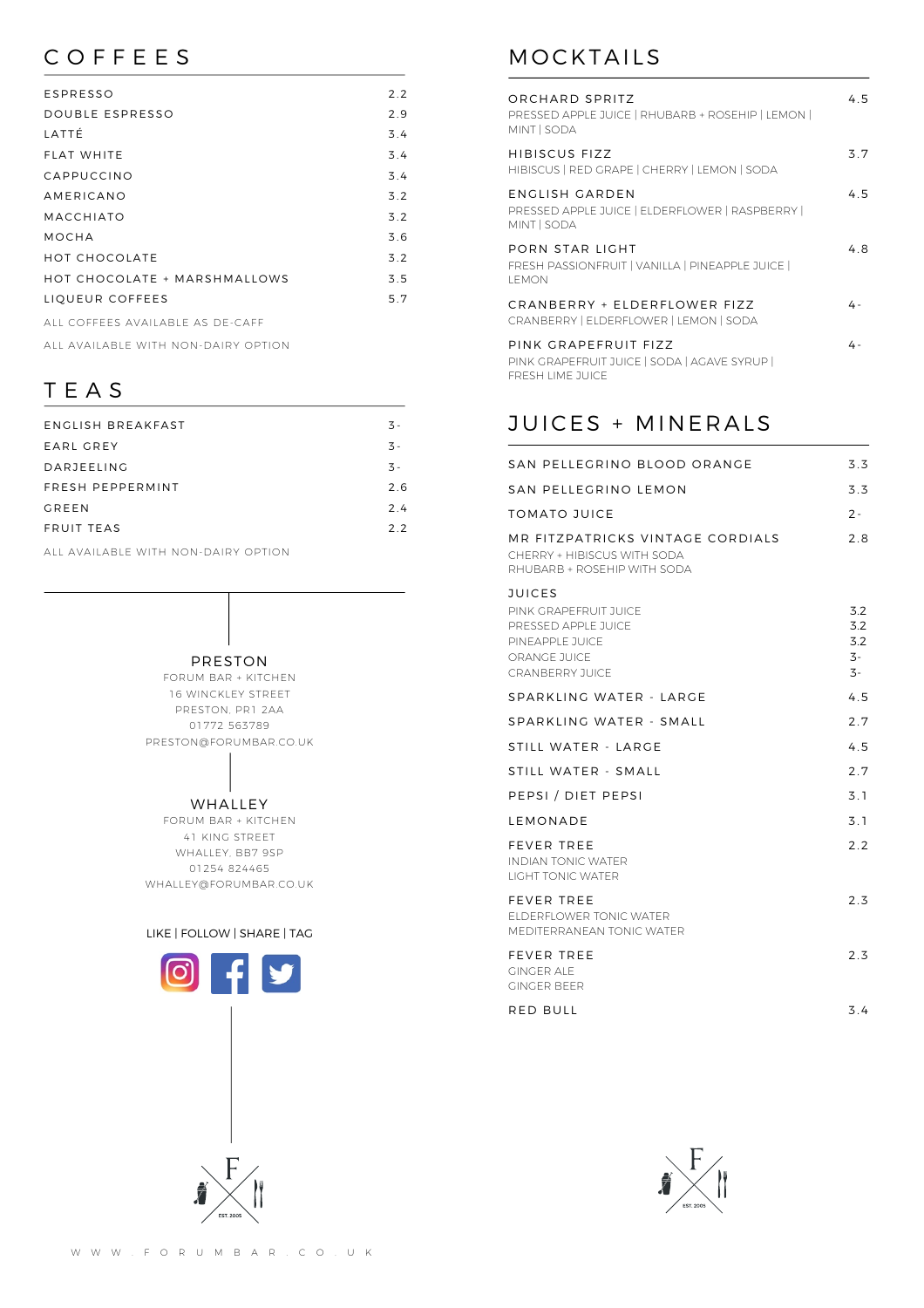## COFFEES

| | |
|---|---|
| ESPRESSO | 2.2 |
| DOUBLE ESPRESSO | 2.9 |
| LATTÉ | 3.4 |
| FLAT WHITE | 3.4 |
| CAPPUCCINO | 3.4 |
| AMERICANO | 3.2 |
| MACCHIATO | 3.2 |
| MOCHA | 3.6 |
| HOT CHOCOLATE | 3.2 |
| HOT CHOCOLATE + MARSHMALLOWS | 3.5 |
| LIQUEUR COFFEES | 5.7 |

ALL COFFEES AVAILABLE AS DE-CAFF

ALL AVAILABLE WITH NON-DAIRY OPTION

## TEAS

| | |
|---|---|
| ENGLISH BREAKFAST | 3- |
| EARL GREY | 3- |
| DARJEELING | 3- |
| FRESH PEPPERMINT | 2.6 |
| GREEN | 2.4 |
| FRUIT TEAS | 2.2 |

ALL AVAILABLE WITH NON-DAIRY OPTION

### PRESTON

FORUM BAR + KITCHEN
16 WINCKLEY STREET
PRESTON, PR1 2AA
01772 563789
PRESTON@FORUMBAR.CO.UK

### WHALLEY

FORUM BAR + KITCHEN
41 KING STREET
WHALLEY, BB7 9SP
01254 824465
WHALLEY@FORUMBAR.CO.UK

LIKE | FOLLOW | SHARE | TAG

F
EST. 2005

WWW.FORUMBAR.CO.UK

## MOCKTAILS

| | |
|---|---|
| ORCHARD SPRITZ<br>PRESSED APPLE JUICE \| RHUBARB + ROSEHIP \| LEMON \| MINT \| SODA | 4.5 |
| HIBISCUS FIZZ<br>HIBISCUS \| RED GRAPE \| CHERRY \| LEMON \| SODA | 3.7 |
| ENGLISH GARDEN<br>PRESSED APPLE JUICE \| ELDERFLOWER \| RASPBERRY \| MINT \| SODA | 4.5 |
| PORN STAR LIGHT<br>FRESH PASSIONFRUIT \| VANILLA \| PINEAPPLE JUICE \| LEMON | 4.8 |
| CRANBERRY + ELDERFLOWER FIZZ<br>CRANBERRY \| ELDERFLOWER \| LEMON \| SODA | 4- |
| PINK GRAPEFRUIT FIZZ<br>PINK GRAPEFRUIT JUICE \| SODA \| AGAVE SYRUP \| FRESH LIME JUICE | 4- |

## JUICES + MINERALS

| | |
|---|---|
| SAN PELLEGRINO BLOOD ORANGE | 3.3 |
| SAN PELLEGRINO LEMON | 3.3 |
| TOMATO JUICE | 2- |
| MR FITZPATRICKS VINTAGE CORDIALS<br>CHERRY + HIBISCUS WITH SODA<br>RHUBARB + ROSEHIP WITH SODA | 2.8 |
| JUICES | |
| PINK GRAPEFRUIT JUICE | 3.2 |
| PRESSED APPLE JUICE | 3.2 |
| PINEAPPLE JUICE | 3.2 |
| ORANGE JUICE | 3- |
| CRANBERRY JUICE | 3- |
| SPARKLING WATER - LARGE | 4.5 |
| SPARKLING WATER - SMALL | 2.7 |
| STILL WATER - LARGE | 4.5 |
| STILL WATER - SMALL | 2.7 |
| PEPSI / DIET PEPSI | 3.1 |
| LEMONADE | 3.1 |
| FEVER TREE<br>INDIAN TONIC WATER<br>LIGHT TONIC WATER | 2.2 |
| FEVER TREE<br>ELDERFLOWER TONIC WATER<br>MEDITERRANEAN TONIC WATER | 2.3 |
| FEVER TREE<br>GINGER ALE<br>GINGER BEER | 2.3 |
| RED BULL | 3.4 |

F
EST. 2005